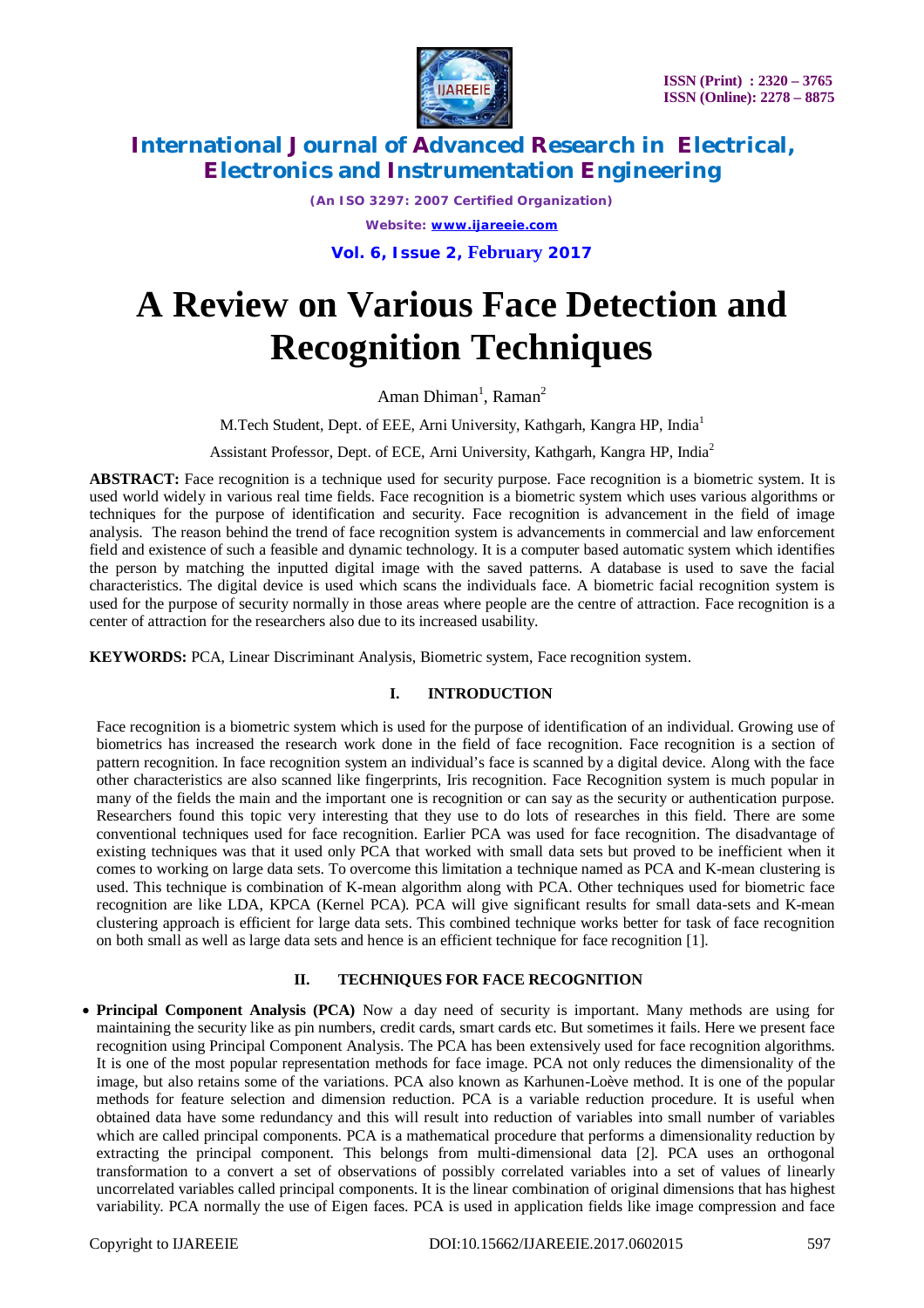# A Review on Various Face Detection and Recognition Techniques

Aman Dhiman[1], Raman[2]

M.Tech Student, Dept. of EEE, Arni University, Kathgarh, Kangra HP, India[1]

Assistant Professor, Dept. of ECE, Arni University, Kathgarh, Kangra HP, India[2]

**ABSTRACT:** Face recognition is a technique used for security purpose. Face recognition is a biometric system. It is used world widely in various real time fields. Face recognition is a biometric system which uses various algorithms or techniques for the purpose of identification and security. Face recognition is advancement in the field of image analysis. The reason behind the trend of face recognition system is advancements in commercial and law enforcement field and existence of such a feasible and dynamic technology. It is a computer based automatic system which identifies the person by matching the inputted digital image with the saved patterns. A database is used to save the facial characteristics. The digital device is used which scans the individuals face. A biometric facial recognition system is used for the purpose of security normally in those areas where people are the centre of attraction. Face recognition is a center of attraction for the researchers also due to its increased usability.

**KEYWORDS:** PCA, Linear Discriminant Analysis, Biometric system, Face recognition system.

## I. INTRODUCTION

Face recognition is a biometric system which is used for the purpose of identification of an individual. Growing use of biometrics has increased the research work done in the field of face recognition. Face recognition is a section of pattern recognition. In face recognition system an individual's face is scanned by a digital device. Along with the face other characteristics are also scanned like fingerprints, Iris recognition. Face Recognition system is much popular in many of the fields the main and the important one is recognition or can say as the security or authentication purpose. Researchers found this topic very interesting that they use to do lots of researches in this field. There are some conventional techniques used for face recognition. Earlier PCA was used for face recognition. The disadvantage of existing techniques was that it used only PCA that worked with small data sets but proved to be inefficient when it comes to working on large data sets. To overcome this limitation a technique named as PCA and K-mean clustering is used. This technique is combination of K-mean algorithm along with PCA. Other techniques used for biometric face recognition are like LDA, KPCA (Kernel PCA). PCA will give significant results for small data-sets and K-mean clustering approach is efficient for large data sets. This combined technique works better for task of face recognition on both small as well as large data sets and hence is an efficient technique for face recognition [1].

## II. TECHNIQUES FOR FACE RECOGNITION

- **Principal Component Analysis (PCA)** Now a day need of security is important. Many methods are using for maintaining the security like as pin numbers, credit cards, smart cards etc. But sometimes it fails. Here we present face recognition using Principal Component Analysis. The PCA has been extensively used for face recognition algorithms. It is one of the most popular representation methods for face image. PCA not only reduces the dimensionality of the image, but also retains some of the variations. PCA also known as Karhunen-Loève method. It is one of the popular methods for feature selection and dimension reduction. PCA is a variable reduction procedure. It is useful when obtained data have some redundancy and this will result into reduction of variables into small number of variables which are called principal components. PCA is a mathematical procedure that performs a dimensionality reduction by extracting the principal component. This belongs from multi-dimensional data [2]. PCA uses an orthogonal transformation to a convert a set of observations of possibly correlated variables into a set of values of linearly uncorrelated variables called principal components. It is the linear combination of original dimensions that has highest variability. PCA normally the use of Eigen faces. PCA is used in application fields like image compression and face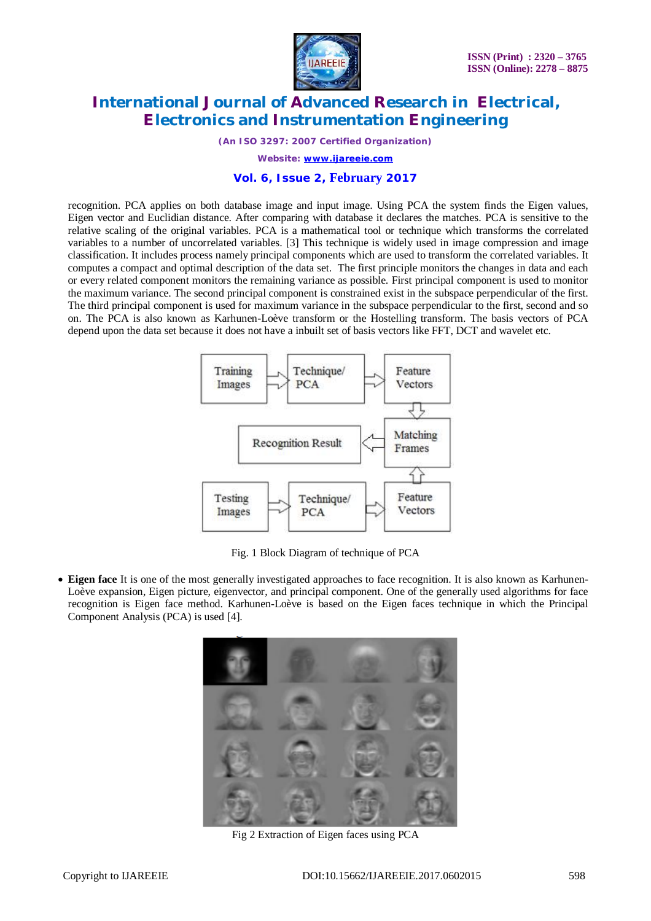recognition. PCA applies on both database image and input image. Using PCA the system finds the Eigen values, Eigen vector and Euclidian distance. After comparing with database it declares the matches. PCA is sensitive to the relative scaling of the original variables. PCA is a mathematical tool or technique which transforms the correlated variables to a number of uncorrelated variables. [3] This technique is widely used in image compression and image classification. It includes process namely principal components which are used to transform the correlated variables. It computes a compact and optimal description of the data set. The first principle monitors the changes in data and each or every related component monitors the remaining variance as possible. First principal component is used to monitor the maximum variance. The second principal component is constrained exist in the subspace perpendicular of the first. The third principal component is used for maximum variance in the subspace perpendicular to the first, second and so on. The PCA is also known as Karhunen-Loève transform or the Hostelling transform. The basis vectors of PCA depend upon the data set because it does not have a inbuilt set of basis vectors like FFT, DCT and wavelet etc.

Fig. 1 Block Diagram of technique of PCA

- **Eigen face** It is one of the most generally investigated approaches to face recognition. It is also known as Karhunen-Loève expansion, Eigen picture, eigenvector, and principal component. One of the generally used algorithms for face recognition is Eigen face method. Karhunen-Loève is based on the Eigen faces technique in which the Principal Component Analysis (PCA) is used [4].

Fig 2 Extraction of Eigen faces using PCA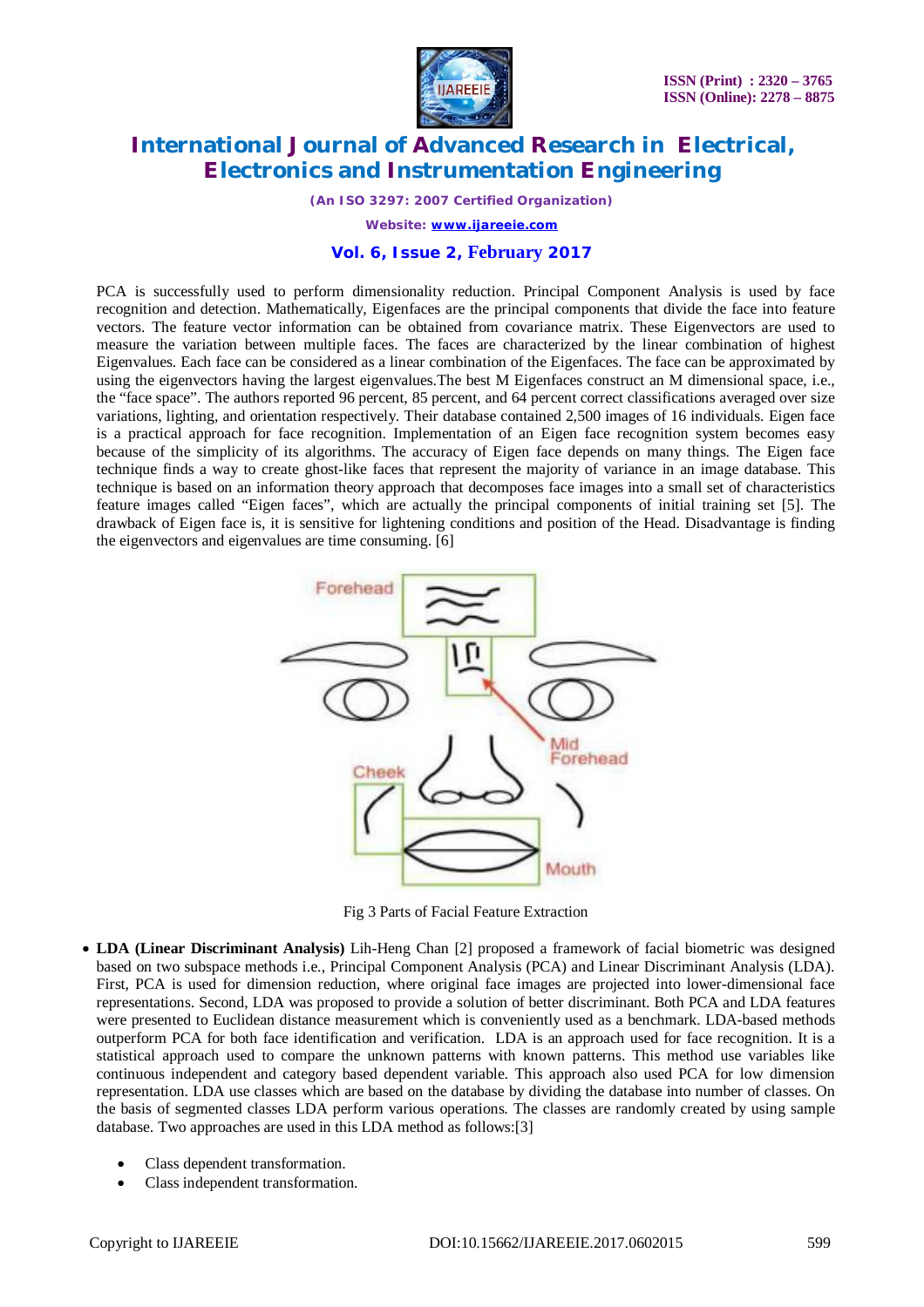PCA is successfully used to perform dimensionality reduction. Principal Component Analysis is used by face recognition and detection. Mathematically, Eigenfaces are the principal components that divide the face into feature vectors. The feature vector information can be obtained from covariance matrix. These Eigenvectors are used to measure the variation between multiple faces. The faces are characterized by the linear combination of highest Eigenvalues. Each face can be considered as a linear combination of the Eigenfaces. The face can be approximated by using the eigenvectors having the largest eigenvalues.The best M Eigenfaces construct an M dimensional space, i.e., the "face space". The authors reported 96 percent, 85 percent, and 64 percent correct classifications averaged over size variations, lighting, and orientation respectively. Their database contained 2,500 images of 16 individuals. Eigen face is a practical approach for face recognition. Implementation of an Eigen face recognition system becomes easy because of the simplicity of its algorithms. The accuracy of Eigen face depends on many things. The Eigen face technique finds a way to create ghost-like faces that represent the majority of variance in an image database. This technique is based on an information theory approach that decomposes face images into a small set of characteristics feature images called "Eigen faces", which are actually the principal components of initial training set [5]. The drawback of Eigen face is, it is sensitive for lightening conditions and position of the Head. Disadvantage is finding the eigenvectors and eigenvalues are time consuming. [6]

Fig 3 Parts of Facial Feature Extraction

- **LDA (Linear Discriminant Analysis)** Lih-Heng Chan [2] proposed a framework of facial biometric was designed based on two subspace methods i.e., Principal Component Analysis (PCA) and Linear Discriminant Analysis (LDA). First, PCA is used for dimension reduction, where original face images are projected into lower-dimensional face representations. Second, LDA was proposed to provide a solution of better discriminant. Both PCA and LDA features were presented to Euclidean distance measurement which is conveniently used as a benchmark. LDA-based methods outperform PCA for both face identification and verification. LDA is an approach used for face recognition. It is a statistical approach used to compare the unknown patterns with known patterns. This method use variables like continuous independent and category based dependent variable. This approach also used PCA for low dimension representation. LDA use classes which are based on the database by dividing the database into number of classes. On the basis of segmented classes LDA perform various operations. The classes are randomly created by using sample database. Two approaches are used in this LDA method as follows:[3]

  - Class dependent transformation.
  - Class independent transformation.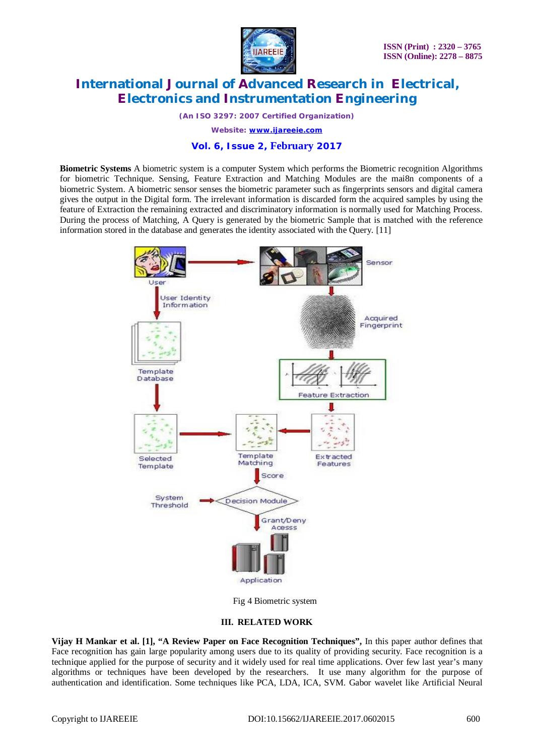**Biometric Systems** A biometric system is a computer System which performs the Biometric recognition Algorithms for biometric Technique. Sensing, Feature Extraction and Matching Modules are the mai8n components of a biometric System. A biometric sensor senses the biometric parameter such as fingerprints sensors and digital camera gives the output in the Digital form. The irrelevant information is discarded form the acquired samples by using the feature of Extraction the remaining extracted and discriminatory information is normally used for Matching Process. During the process of Matching, A Query is generated by the biometric Sample that is matched with the reference information stored in the database and generates the identity associated with the Query. [11]

Fig 4 Biometric system

## III. RELATED WORK

**Vijay H Mankar et al. [1], "A Review Paper on Face Recognition Techniques",** In this paper author defines that Face recognition has gain large popularity among users due to its quality of providing security. Face recognition is a technique applied for the purpose of security and it widely used for real time applications. Over few last year's many algorithms or techniques have been developed by the researchers. It use many algorithm for the purpose of authentication and identification. Some techniques like PCA, LDA, ICA, SVM. Gabor wavelet like Artificial Neural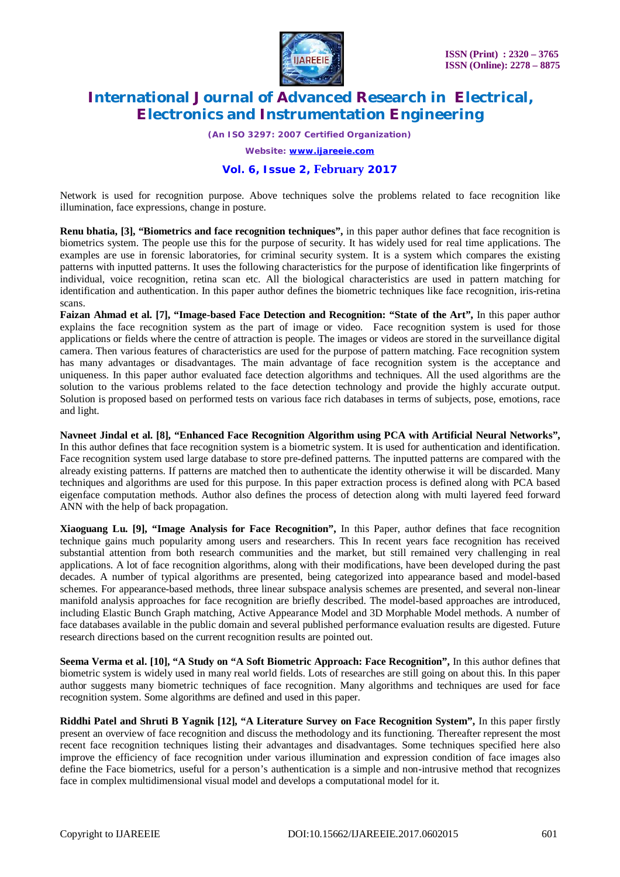Network is used for recognition purpose. Above techniques solve the problems related to face recognition like illumination, face expressions, change in posture.

**Renu bhatia, [3], "Biometrics and face recognition techniques",** in this paper author defines that face recognition is biometrics system. The people use this for the purpose of security. It has widely used for real time applications. The examples are use in forensic laboratories, for criminal security system. It is a system which compares the existing patterns with inputted patterns. It uses the following characteristics for the purpose of identification like fingerprints of individual, voice recognition, retina scan etc. All the biological characteristics are used in pattern matching for identification and authentication. In this paper author defines the biometric techniques like face recognition, iris-retina scans.

**Faizan Ahmad et al. [7], "Image-based Face Detection and Recognition: "State of the Art",** In this paper author explains the face recognition system as the part of image or video. Face recognition system is used for those applications or fields where the centre of attraction is people. The images or videos are stored in the surveillance digital camera. Then various features of characteristics are used for the purpose of pattern matching. Face recognition system has many advantages or disadvantages. The main advantage of face recognition system is the acceptance and uniqueness. In this paper author evaluated face detection algorithms and techniques. All the used algorithms are the solution to the various problems related to the face detection technology and provide the highly accurate output. Solution is proposed based on performed tests on various face rich databases in terms of subjects, pose, emotions, race and light.

**Navneet Jindal et al. [8], "Enhanced Face Recognition Algorithm using PCA with Artificial Neural Networks",** In this author defines that face recognition system is a biometric system. It is used for authentication and identification. Face recognition system used large database to store pre-defined patterns. The inputted patterns are compared with the already existing patterns. If patterns are matched then to authenticate the identity otherwise it will be discarded. Many techniques and algorithms are used for this purpose. In this paper extraction process is defined along with PCA based eigenface computation methods. Author also defines the process of detection along with multi layered feed forward ANN with the help of back propagation.

**Xiaoguang Lu. [9], "Image Analysis for Face Recognition",** In this Paper, author defines that face recognition technique gains much popularity among users and researchers. This In recent years face recognition has received substantial attention from both research communities and the market, but still remained very challenging in real applications. A lot of face recognition algorithms, along with their modifications, have been developed during the past decades. A number of typical algorithms are presented, being categorized into appearance based and model-based schemes. For appearance-based methods, three linear subspace analysis schemes are presented, and several non-linear manifold analysis approaches for face recognition are briefly described. The model-based approaches are introduced, including Elastic Bunch Graph matching, Active Appearance Model and 3D Morphable Model methods. A number of face databases available in the public domain and several published performance evaluation results are digested. Future research directions based on the current recognition results are pointed out.

**Seema Verma et al. [10], "A Study on "A Soft Biometric Approach: Face Recognition",** In this author defines that biometric system is widely used in many real world fields. Lots of researches are still going on about this. In this paper author suggests many biometric techniques of face recognition. Many algorithms and techniques are used for face recognition system. Some algorithms are defined and used in this paper.

**Riddhi Patel and Shruti B Yagnik [12], "A Literature Survey on Face Recognition System",** In this paper firstly present an overview of face recognition and discuss the methodology and its functioning. Thereafter represent the most recent face recognition techniques listing their advantages and disadvantages. Some techniques specified here also improve the efficiency of face recognition under various illumination and expression condition of face images also define the Face biometrics, useful for a person's authentication is a simple and non-intrusive method that recognizes face in complex multidimensional visual model and develops a computational model for it.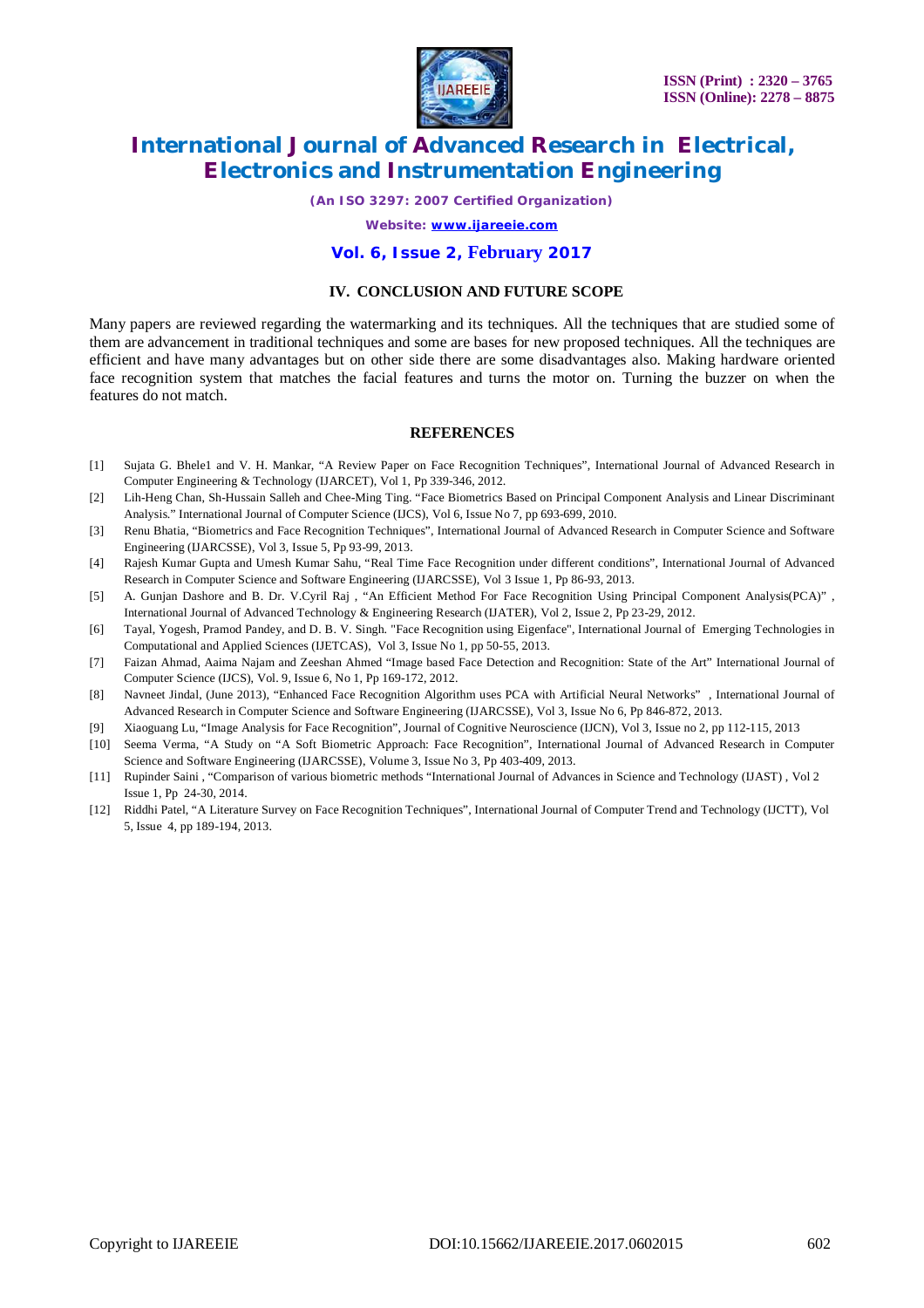## IV. CONCLUSION AND FUTURE SCOPE

Many papers are reviewed regarding the watermarking and its techniques. All the techniques that are studied some of them are advancement in traditional techniques and some are bases for new proposed techniques. All the techniques are efficient and have many advantages but on other side there are some disadvantages also. Making hardware oriented face recognition system that matches the facial features and turns the motor on. Turning the buzzer on when the features do not match.

## REFERENCES

[1] Sujata G. Bhele1 and V. H. Mankar, "A Review Paper on Face Recognition Techniques", International Journal of Advanced Research in Computer Engineering & Technology (IJARCET), Vol 1, Pp 339-346, 2012.

[2] Lih-Heng Chan, Sh-Hussain Salleh and Chee-Ming Ting. "Face Biometrics Based on Principal Component Analysis and Linear Discriminant Analysis." International Journal of Computer Science (IJCS), Vol 6, Issue No 7, pp 693-699, 2010.

[3] Renu Bhatia, "Biometrics and Face Recognition Techniques", International Journal of Advanced Research in Computer Science and Software Engineering (IJARCSSE), Vol 3, Issue 5, Pp 93-99, 2013.

[4] Rajesh Kumar Gupta and Umesh Kumar Sahu, "Real Time Face Recognition under different conditions", International Journal of Advanced Research in Computer Science and Software Engineering (IJARCSSE), Vol 3 Issue 1, Pp 86-93, 2013.

[5] A. Gunjan Dashore and B. Dr. V.Cyril Raj , "An Efficient Method For Face Recognition Using Principal Component Analysis(PCA)" , International Journal of Advanced Technology & Engineering Research (IJATER), Vol 2, Issue 2, Pp 23-29, 2012.

[6] Tayal, Yogesh, Pramod Pandey, and D. B. V. Singh. "Face Recognition using Eigenface", International Journal of Emerging Technologies in Computational and Applied Sciences (IJETCAS), Vol 3, Issue No 1, pp 50-55, 2013.

[7] Faizan Ahmad, Aaima Najam and Zeeshan Ahmed "Image based Face Detection and Recognition: State of the Art" International Journal of Computer Science (IJCS), Vol. 9, Issue 6, No 1, Pp 169-172, 2012.

[8] Navneet Jindal, (June 2013), "Enhanced Face Recognition Algorithm uses PCA with Artificial Neural Networks" , International Journal of Advanced Research in Computer Science and Software Engineering (IJARCSSE), Vol 3, Issue No 6, Pp 846-872, 2013.

[9] Xiaoguang Lu, "Image Analysis for Face Recognition", Journal of Cognitive Neuroscience (IJCN), Vol 3, Issue no 2, pp 112-115, 2013

[10] Seema Verma, "A Study on "A Soft Biometric Approach: Face Recognition", International Journal of Advanced Research in Computer Science and Software Engineering (IJARCSSE), Volume 3, Issue No 3, Pp 403-409, 2013.

[11] Rupinder Saini , "Comparison of various biometric methods "International Journal of Advances in Science and Technology (IJAST) , Vol 2 Issue 1, Pp 24-30, 2014.

[12] Riddhi Patel, "A Literature Survey on Face Recognition Techniques", International Journal of Computer Trend and Technology (IJCTT), Vol 5, Issue 4, pp 189-194, 2013.